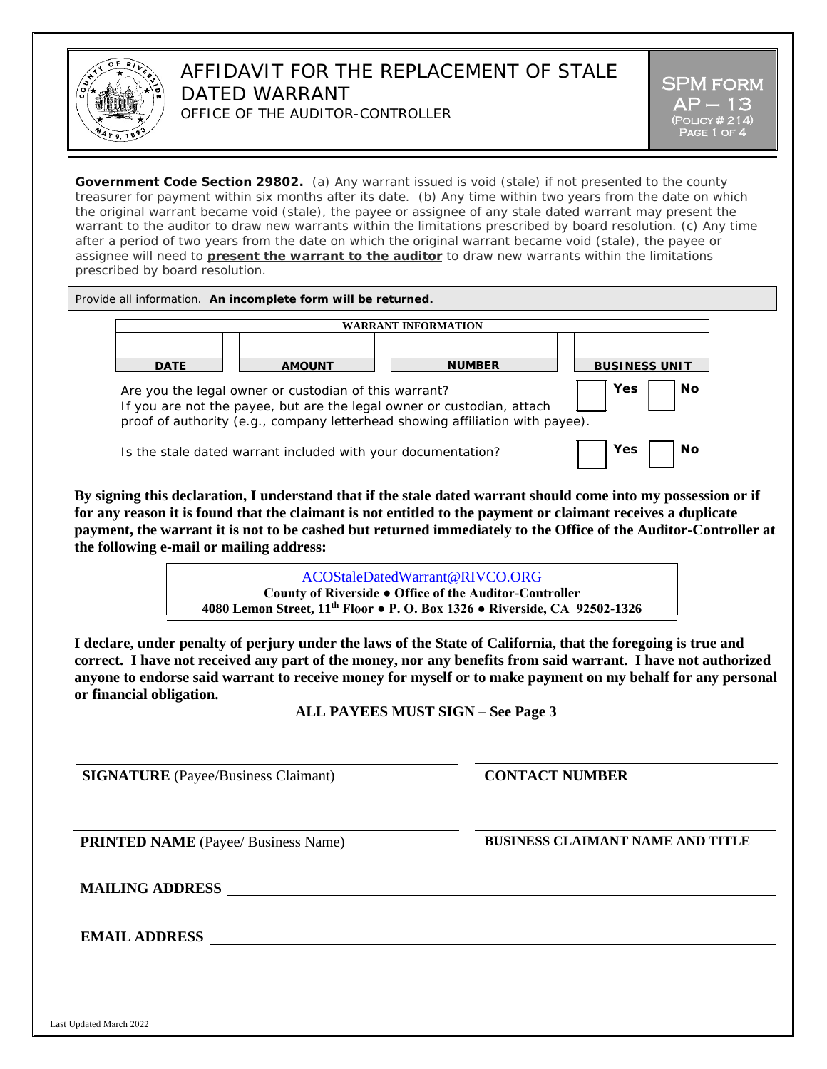# AFFIDAVIT FOR THE REPLACEMENT OF STALE DATED WARRANT

OFFICE OF THE AUDITOR-CONTROLLER

**SPM FORM AP – 13**
(POLICY # 214)

**Government Code Section 29802.** (a) Any warrant issued is void (stale) if not presented to the county treasurer for payment within six months after its date. (b) Any time within two years from the date on which the original warrant became void (stale), the payee or assignee of any stale dated warrant may present the warrant to the auditor to draw new warrants within the limitations prescribed by board resolution. (c) Any time after a period of two years from the date on which the original warrant became void (stale), the payee or assignee will need to **present the warrant to the auditor** to draw new warrants within the limitations prescribed by board resolution.

Provide all information. **An incomplete form will be returned.**

| WARRANT INFORMATION | | | |
|---|---|---|---|
| | | | |
| **DATE** | **AMOUNT** | **NUMBER** | **BUSINESS UNIT** |

Are you the legal owner or custodian of this warrant? ☐ **Yes** ☐ **No**
If you are not the payee, but are the legal owner or custodian, attach proof of authority (e.g., company letterhead showing affiliation with payee).

Is the stale dated warrant included with your documentation? ☐ **Yes** ☐ **No**

**By signing this declaration, I understand that if the stale dated warrant should come into my possession or if for any reason it is found that the claimant is not entitled to the payment or claimant receives a duplicate payment, the warrant it is not to be cashed but returned immediately to the Office of the Auditor-Controller at the following e-mail or mailing address:**

ACOStaleDatedWarrant@RIVCO.ORG
**County of Riverside ● Office of the Auditor-Controller**
**4080 Lemon Street, 11th Floor ● P. O. Box 1326 ● Riverside, CA 92502-1326**

**I declare, under penalty of perjury under the laws of the State of California, that the foregoing is true and correct. I have not received any part of the money, nor any benefits from said warrant. I have not authorized anyone to endorse said warrant to receive money for myself or to make payment on my behalf for any personal or financial obligation.**

**ALL PAYEES MUST SIGN – See Page 3**

**SIGNATURE** (Payee/Business Claimant) ____________________

**CONTACT NUMBER** ____________________

**PRINTED NAME** (Payee/ Business Name) ____________________

**BUSINESS CLAIMANT NAME AND TITLE** ____________________

**MAILING ADDRESS** ____________________

**EMAIL ADDRESS** ____________________

Last Updated March 2022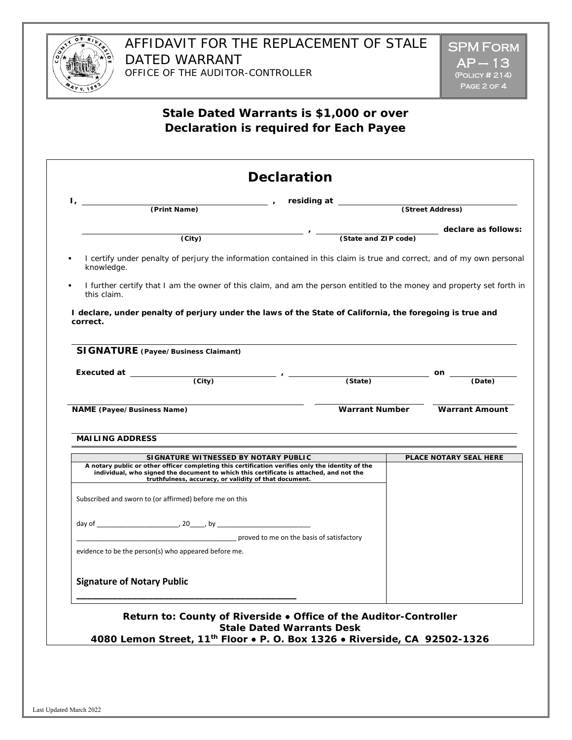# AFFIDAVIT FOR THE REPLACEMENT OF STALE DATED WARRANT

OFFICE OF THE AUDITOR-CONTROLLER

SPM Form AP – 13 (Policy # 214)

## Stale Dated Warrants is $1,000 or over
## Declaration is required for Each Payee

## Declaration

I, ______________________________ , residing at ______________________________
(Print Name) (Street Address)

______________________________ , ______________________________ declare as follows:
(City) (State and ZIP code)

- I certify under penalty of perjury the information contained in this claim is true and correct, and of my own personal knowledge.
- I further certify that I am the owner of this claim, and am the person entitled to the money and property set forth in this claim.

**I declare, under penalty of perjury under the laws of the State of California, the foregoing is true and correct.**

______________________________

**SIGNATURE** **(Payee/Business Claimant)**

**Executed at** ____________________ , ____________________ **on** ____________
(City) (State) (Date)

______________________________ ____________________ ____________________

**NAME (Payee/Business Name)** **Warrant Number** **Warrant Amount**

______________________________

**MAILING ADDRESS**

| SIGNATURE WITNESSED BY NOTARY PUBLIC | PLACE NOTARY SEAL HERE |
|---|---|
| A notary public or other officer completing this certification verifies only the identity of the individual, who signed the document to which this certificate is attached, and not the truthfulness, accuracy, or validity of that document. | |
| Subscribed and sworn to (or affirmed) before me on this<br><br>day of ______________________, 20____, by _________________________<br><br>_____________________________________________ proved to me on the basis of satisfactory evidence to be the person(s) who appeared before me.<br><br>**Signature of Notary Public**<br><br>_____________________________________________ | |

**Return to: County of Riverside • Office of the Auditor-Controller**
**Stale Dated Warrants Desk**
**4080 Lemon Street, 11th Floor • P. O. Box 1326 • Riverside, CA 92502-1326**

Last Updated March 2022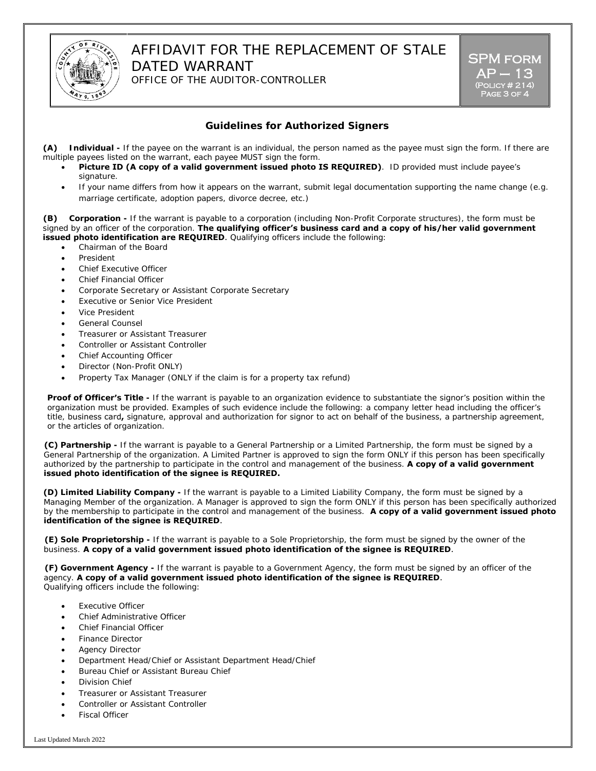# AFFIDAVIT FOR THE REPLACEMENT OF STALE DATED WARRANT

OFFICE OF THE AUDITOR-CONTROLLER

SPM FORM AP – 13 (POLICY # 214)

## Guidelines for Authorized Signers

**(A) Individual -** If the payee on the warrant is an individual, the person named as the payee must sign the form. If there are multiple payees listed on the warrant, each payee MUST sign the form.

- **Picture ID (A copy of a valid government issued photo IS REQUIRED)**. ID provided must include payee's signature.
- If your name differs from how it appears on the warrant, submit legal documentation supporting the name change (e.g. marriage certificate, adoption papers, divorce decree, etc.)

**(B) Corporation -** If the warrant is payable to a corporation (including Non-Profit Corporate structures), the form must be signed by an officer of the corporation. **The qualifying officer's business card and a copy of his/her valid government issued photo identification are REQUIRED**. Qualifying officers include the following:

- Chairman of the Board
- President
- Chief Executive Officer
- Chief Financial Officer
- Corporate Secretary or Assistant Corporate Secretary
- Executive or Senior Vice President
- Vice President
- General Counsel
- Treasurer or Assistant Treasurer
- Controller or Assistant Controller
- Chief Accounting Officer
- Director (Non-Profit ONLY)
- Property Tax Manager (ONLY if the claim is for a property tax refund)

**Proof of Officer's Title -** If the warrant is payable to an organization evidence to substantiate the signor's position within the organization must be provided. Examples of such evidence include the following: a company letter head including the officer's title, business card**,** signature, approval and authorization for signor to act on behalf of the business, a partnership agreement, or the articles of organization.

**(C) Partnership -** If the warrant is payable to a General Partnership or a Limited Partnership, the form must be signed by a General Partnership of the organization. A Limited Partner is approved to sign the form ONLY if this person has been specifically authorized by the partnership to participate in the control and management of the business. **A copy of a valid government issued photo identification of the signee is REQUIRED.**

**(D) Limited Liability Company -** If the warrant is payable to a Limited Liability Company, the form must be signed by a Managing Member of the organization. A Manager is approved to sign the form ONLY if this person has been specifically authorized by the membership to participate in the control and management of the business. **A copy of a valid government issued photo identification of the signee is REQUIRED**.

**(E) Sole Proprietorship -** If the warrant is payable to a Sole Proprietorship, the form must be signed by the owner of the business. **A copy of a valid government issued photo identification of the signee is REQUIRED**.

**(F) Government Agency -** If the warrant is payable to a Government Agency, the form must be signed by an officer of the agency. **A copy of a valid government issued photo identification of the signee is REQUIRED**.
Qualifying officers include the following:

- Executive Officer
- Chief Administrative Officer
- Chief Financial Officer
- Finance Director
- Agency Director
- Department Head/Chief or Assistant Department Head/Chief
- Bureau Chief or Assistant Bureau Chief
- Division Chief
- Treasurer or Assistant Treasurer
- Controller or Assistant Controller
- Fiscal Officer

Last Updated March 2022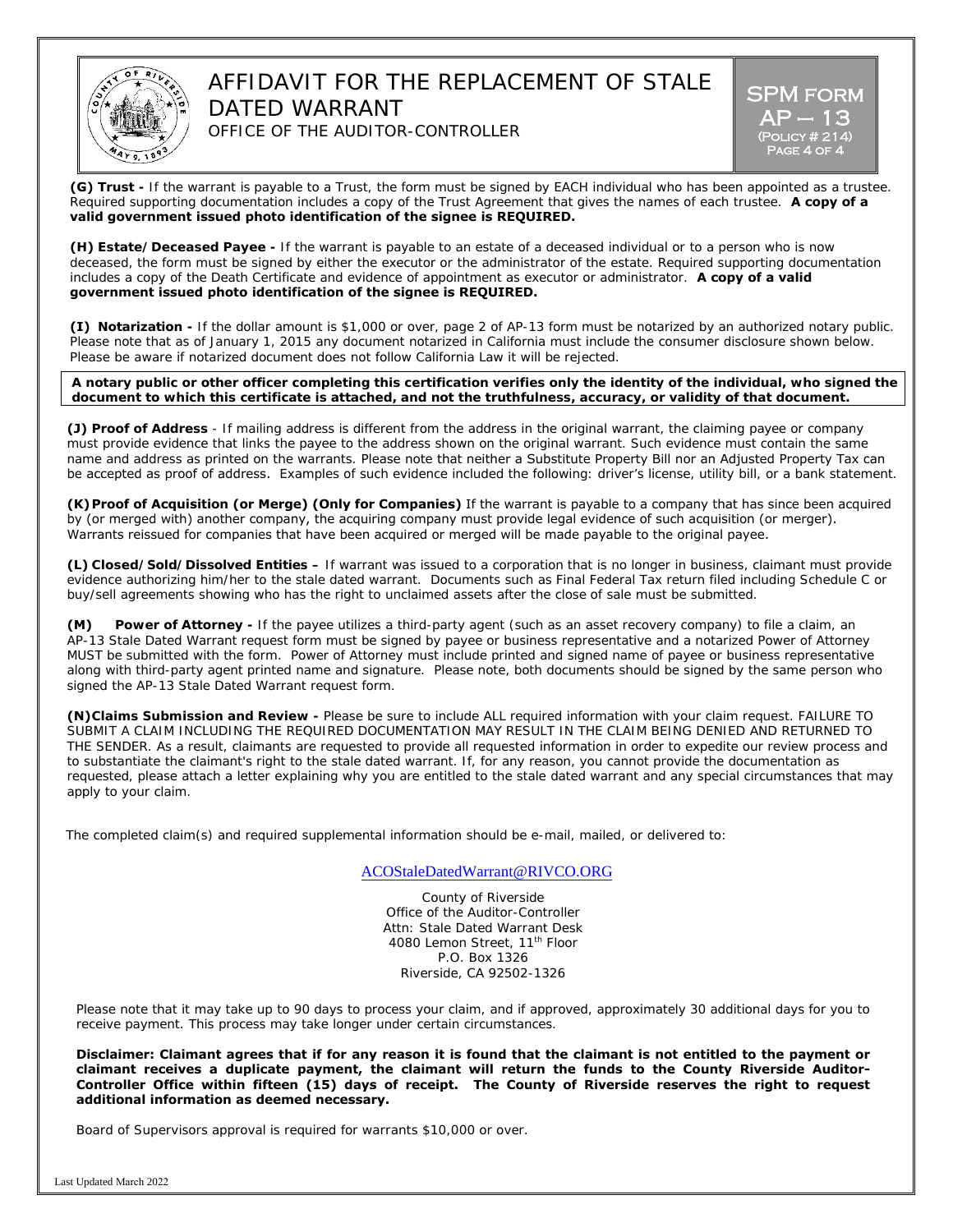# AFFIDAVIT FOR THE REPLACEMENT OF STALE DATED WARRANT

OFFICE OF THE AUDITOR-CONTROLLER

SPM FORM AP – 13 (POLICY # 214)

**(G) Trust -** If the warrant is payable to a Trust, the form must be signed by EACH individual who has been appointed as a trustee. Required supporting documentation includes a copy of the Trust Agreement that gives the names of each trustee. **A copy of a valid government issued photo identification of the signee is REQUIRED.**

**(H) Estate/Deceased Payee -** If the warrant is payable to an estate of a deceased individual or to a person who is now deceased, the form must be signed by either the executor or the administrator of the estate. Required supporting documentation includes a copy of the Death Certificate and evidence of appointment as executor or administrator. **A copy of a valid government issued photo identification of the signee is REQUIRED.**

**(I) Notarization -** If the dollar amount is $1,000 or over, page 2 of AP-13 form must be notarized by an authorized notary public. Please note that as of January 1, 2015 any document notarized in California must include the consumer disclosure shown below. Please be aware if notarized document does not follow California Law it will be rejected.

**A notary public or other officer completing this certification verifies only the identity of the individual, who signed the document to which this certificate is attached, and not the truthfulness, accuracy, or validity of that document.**

**(J) Proof of Address** - If mailing address is different from the address in the original warrant, the claiming payee or company must provide evidence that links the payee to the address shown on the original warrant. Such evidence must contain the same name and address as printed on the warrants. Please note that neither a Substitute Property Bill nor an Adjusted Property Tax can be accepted as proof of address. Examples of such evidence included the following: driver's license, utility bill, or a bank statement.

**(K) Proof of Acquisition (or Merge) (Only for Companies)** If the warrant is payable to a company that has since been acquired by (or merged with) another company, the acquiring company must provide legal evidence of such acquisition (or merger). Warrants reissued for companies that have been acquired or merged will be made payable to the original payee.

**(L) Closed/Sold/Dissolved Entities –** If warrant was issued to a corporation that is no longer in business, claimant must provide evidence authorizing him/her to the stale dated warrant. Documents such as Final Federal Tax return filed including Schedule C or buy/sell agreements showing who has the right to unclaimed assets after the close of sale must be submitted.

**(M) Power of Attorney -** If the payee utilizes a third-party agent (such as an asset recovery company) to file a claim, an AP-13 Stale Dated Warrant request form must be signed by payee or business representative and a notarized Power of Attorney MUST be submitted with the form. Power of Attorney must include printed and signed name of payee or business representative along with third-party agent printed name and signature. Please note, both documents should be signed by the same person who signed the AP-13 Stale Dated Warrant request form.

**(N) Claims Submission and Review -** Please be sure to include ALL required information with your claim request. FAILURE TO SUBMIT A CLAIM INCLUDING THE REQUIRED DOCUMENTATION MAY RESULT IN THE CLAIM BEING DENIED AND RETURNED TO THE SENDER. As a result, claimants are requested to provide all requested information in order to expedite our review process and to substantiate the claimant's right to the stale dated warrant. If, for any reason, you cannot provide the documentation as requested, please attach a letter explaining why you are entitled to the stale dated warrant and any special circumstances that may apply to your claim.

The completed claim(s) and required supplemental information should be e-mail, mailed, or delivered to:

ACOStaleDatedWarrant@RIVCO.ORG

County of Riverside
Office of the Auditor-Controller
Attn: Stale Dated Warrant Desk
4080 Lemon Street, 11th Floor
P.O. Box 1326
Riverside, CA 92502-1326

Please note that it may take up to 90 days to process your claim, and if approved, approximately 30 additional days for you to receive payment. This process may take longer under certain circumstances.

**Disclaimer: Claimant agrees that if for any reason it is found that the claimant is not entitled to the payment or claimant receives a duplicate payment, the claimant will return the funds to the County Riverside Auditor-Controller Office within fifteen (15) days of receipt. The County of Riverside reserves the right to request additional information as deemed necessary.**

Board of Supervisors approval is required for warrants $10,000 or over.

Last Updated March 2022